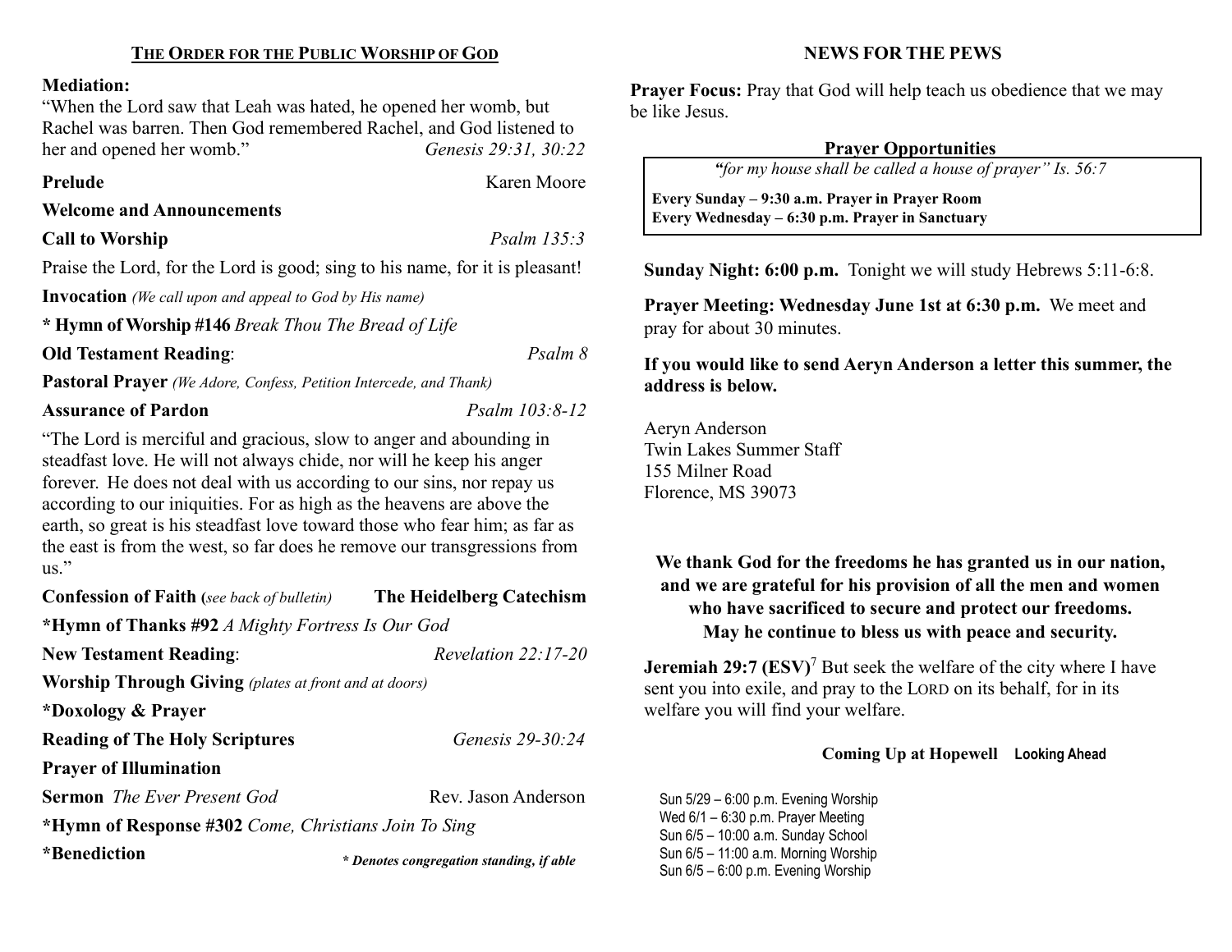## THE ORDER FOR THE PUBLIC WORSHIP OF GOD

**Mediation:**
"When the Lord saw that Leah was hated, he opened her womb, but Rachel was barren. Then God remembered Rachel, and God listened to her and opened her womb." *Genesis 29:31, 30:22*

**Prelude** Karen Moore

**Welcome and Announcements**

**Call to Worship** *Psalm 135:3*

Praise the Lord, for the Lord is good; sing to his name, for it is pleasant!

**Invocation** *(We call upon and appeal to God by His name)*

**\* Hymn of Worship #146** *Break Thou The Bread of Life*

**Old Testament Reading**: *Psalm 8*

**Pastoral Prayer** *(We Adore, Confess, Petition Intercede, and Thank)*

**Assurance of Pardon** *Psalm 103:8-12*

"The Lord is merciful and gracious, slow to anger and abounding in steadfast love. He will not always chide, nor will he keep his anger forever. He does not deal with us according to our sins, nor repay us according to our iniquities. For as high as the heavens are above the earth, so great is his steadfast love toward those who fear him; as far as the east is from the west, so far does he remove our transgressions from us."

**Confession of Faith (***see back of bulletin***)** **The Heidelberg Catechism**

**\*Hymn of Thanks #92** *A Mighty Fortress Is Our God*

**New Testament Reading**: *Revelation 22:17-20*

**Worship Through Giving** *(plates at front and at doors)*

**\*Doxology & Prayer**

**Reading of The Holy Scriptures** *Genesis 29-30:24*

**Prayer of Illumination**

**Sermon** *The Ever Present God* Rev. Jason Anderson

**\*Hymn of Response #302** *Come, Christians Join To Sing*

**\*Benediction**

***\* Denotes congregation standing, if able***

## NEWS FOR THE PEWS

**Prayer Focus:** Pray that God will help teach us obedience that we may be like Jesus.

**Prayer Opportunities**

*"for my house shall be called a house of prayer" Is. 56:7*

**Every Sunday – 9:30 a.m. Prayer in Prayer Room**
**Every Wednesday – 6:30 p.m. Prayer in Sanctuary**

**Sunday Night: 6:00 p.m.** Tonight we will study Hebrews 5:11-6:8.

**Prayer Meeting: Wednesday June 1st at 6:30 p.m.** We meet and pray for about 30 minutes.

**If you would like to send Aeryn Anderson a letter this summer, the address is below.**

Aeryn Anderson
Twin Lakes Summer Staff
155 Milner Road
Florence, MS 39073

**We thank God for the freedoms he has granted us in our nation, and we are grateful for his provision of all the men and women who have sacrificed to secure and protect our freedoms. May he continue to bless us with peace and security.**

**Jeremiah 29:7 (ESV)**[7] But seek the welfare of the city where I have sent you into exile, and pray to the LORD on its behalf, for in its welfare you will find your welfare.

**Coming Up at Hopewell** **Looking Ahead**

Sun 5/29 – 6:00 p.m. Evening Worship
Wed 6/1 – 6:30 p.m. Prayer Meeting
Sun 6/5 – 10:00 a.m. Sunday School
Sun 6/5 – 11:00 a.m. Morning Worship
Sun 6/5 – 6:00 p.m. Evening Worship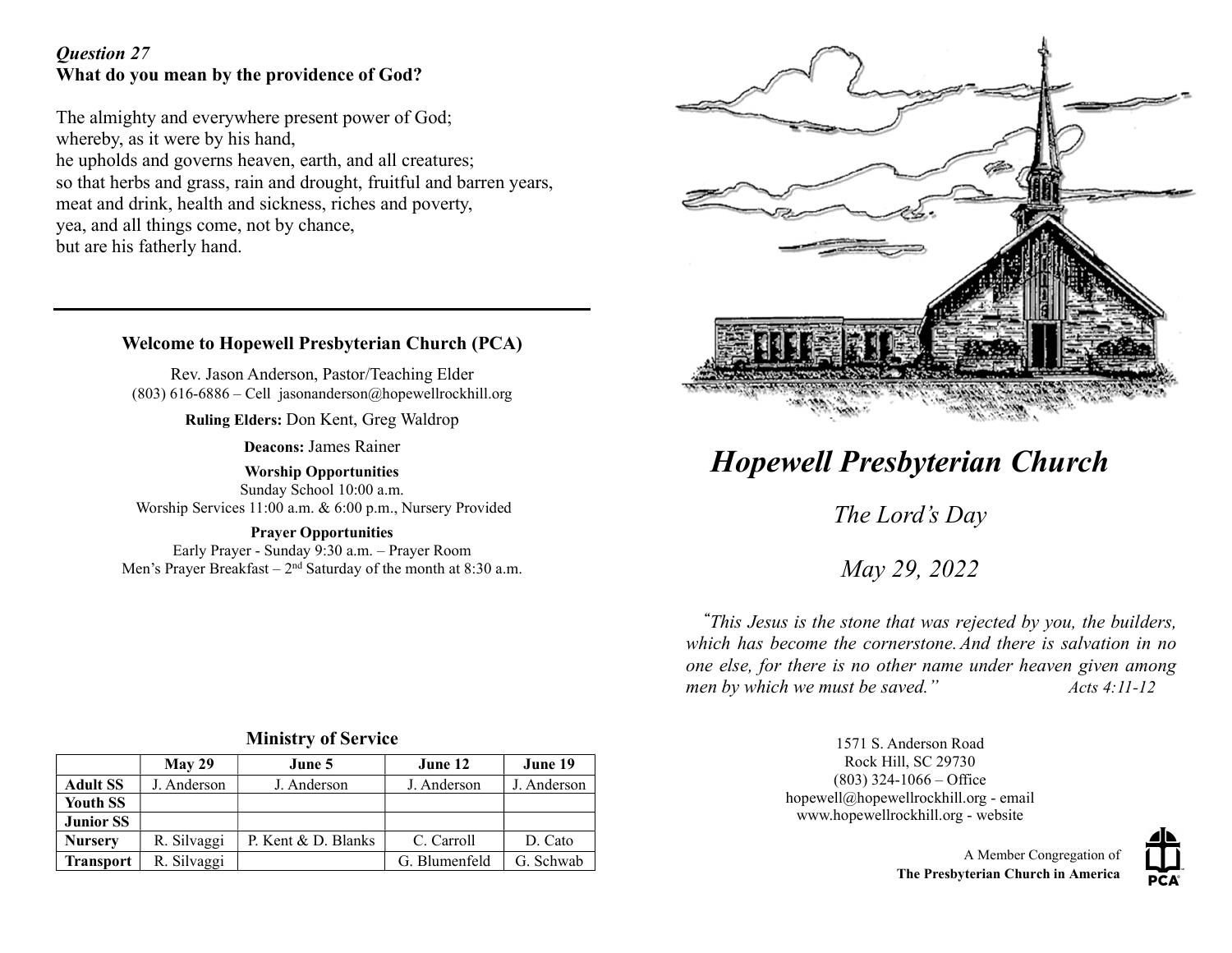*Question 27*
**What do you mean by the providence of God?**

The almighty and everywhere present power of God;
whereby, as it were by his hand,
he upholds and governs heaven, earth, and all creatures;
so that herbs and grass, rain and drought, fruitful and barren years,
meat and drink, health and sickness, riches and poverty,
yea, and all things come, not by chance,
but are his fatherly hand.

---

**Welcome to Hopewell Presbyterian Church (PCA)**

Rev. Jason Anderson, Pastor/Teaching Elder
(803) 616-6886 – Cell jasonanderson@hopewellrockhill.org

**Ruling Elders:** Don Kent, Greg Waldrop

**Deacons:** James Rainer

**Worship Opportunities**
Sunday School 10:00 a.m.
Worship Services 11:00 a.m. & 6:00 p.m., Nursery Provided

**Prayer Opportunities**
Early Prayer - Sunday 9:30 a.m. – Prayer Room
Men's Prayer Breakfast – 2nd Saturday of the month at 8:30 a.m.

**Ministry of Service**

| | May 29 | June 5 | June 12 | June 19 |
|---|---|---|---|---|
| **Adult SS** | J. Anderson | J. Anderson | J. Anderson | J. Anderson |
| **Youth SS** | | | | |
| **Junior SS** | | | | |
| **Nursery** | R. Silvaggi | P. Kent & D. Blanks | C. Carroll | D. Cato |
| **Transport** | R. Silvaggi | | G. Blumenfeld | G. Schwab |

# *Hopewell Presbyterian Church*

*The Lord's Day*

*May 29, 2022*

*"This Jesus is the stone that was rejected by you, the builders, which has become the cornerstone. And there is salvation in no one else, for there is no other name under heaven given among men by which we must be saved."* *Acts 4:11-12*

1571 S. Anderson Road
Rock Hill, SC 29730
(803) 324-1066 – Office
hopewell@hopewellrockhill.org - email
www.hopewellrockhill.org - website

A Member Congregation of
**The Presbyterian Church in America**